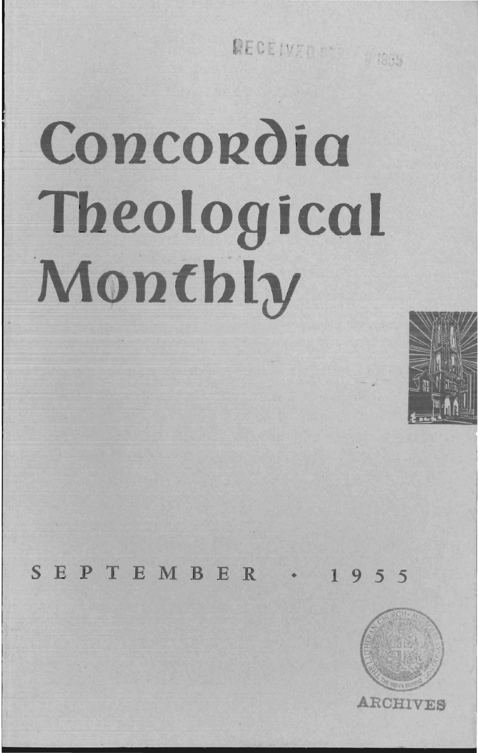RECEIVED ... 1955

# Concordia Theological Monthly

SEPTEMBER • 1955

ARCHIVES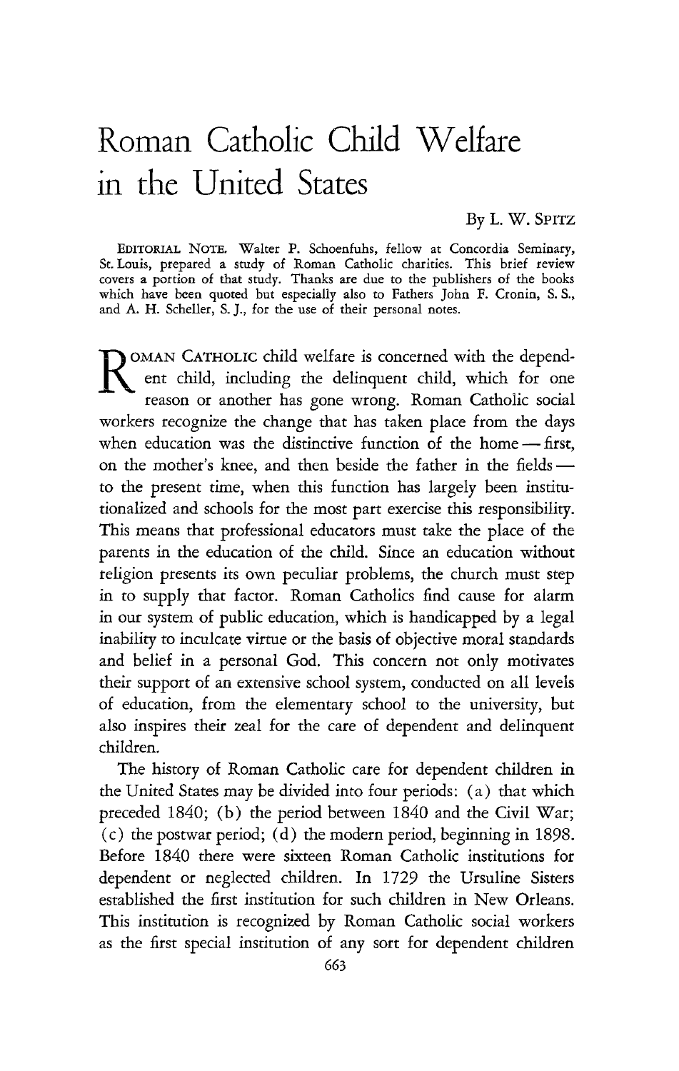# Roman Catholic Child Welfare in the United States

By L. W. SPITZ

EDITORIAL NOTE. Walter P. Schoenfuhs, fellow at Concordia Seminary, St. Louis, prepared a study of Roman Catholic charities. This brief review covers a portion of that study. Thanks are due to the publishers of the books which have been quoted but especially also to Fathers John F. Cronin, S. S., and A. H. Scheller, S. J., for the use of their personal notes.

ROMAN CATHOLIC child welfare is concerned with the dependent child, including the delinquent child, which for one reason or another has gone wrong. Roman Catholic social workers recognize the change that has taken place from the days when education was the distinctive function of the home — first, on the mother's knee, and then beside the father in the fields — to the present time, when this function has largely been institutionalized and schools for the most part exercise this responsibility. This means that professional educators must take the place of the parents in the education of the child. Since an education without religion presents its own peculiar problems, the church must step in to supply that factor. Roman Catholics find cause for alarm in our system of public education, which is handicapped by a legal inability to inculcate virtue or the basis of objective moral standards and belief in a personal God. This concern not only motivates their support of an extensive school system, conducted on all levels of education, from the elementary school to the university, but also inspires their zeal for the care of dependent and delinquent children.

The history of Roman Catholic care for dependent children in the United States may be divided into four periods: (a) that which preceded 1840; (b) the period between 1840 and the Civil War; (c) the postwar period; (d) the modern period, beginning in 1898. Before 1840 there were sixteen Roman Catholic institutions for dependent or neglected children. In 1729 the Ursuline Sisters established the first institution for such children in New Orleans. This institution is recognized by Roman Catholic social workers as the first special institution of any sort for dependent children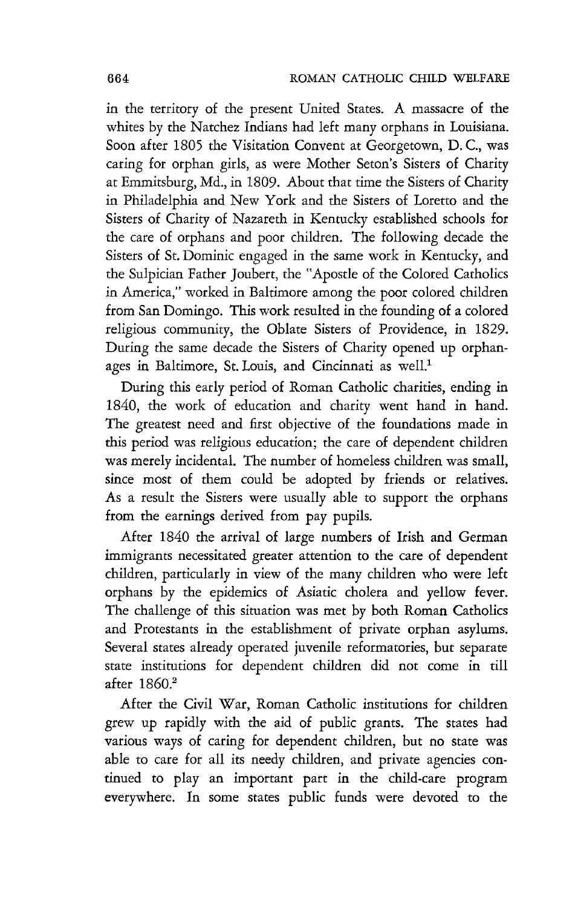in the territory of the present United States. A massacre of the whites by the Natchez Indians had left many orphans in Louisiana. Soon after 1805 the Visitation Convent at Georgetown, D. C., was caring for orphan girls, as were Mother Seton's Sisters of Charity at Emmitsburg, Md., in 1809. About that time the Sisters of Charity in Philadelphia and New York and the Sisters of Loretto and the Sisters of Charity of Nazareth in Kentucky established schools for the care of orphans and poor children. The following decade the Sisters of St. Dominic engaged in the same work in Kentucky, and the Sulpician Father Joubert, the "Apostle of the Colored Catholics in America," worked in Baltimore among the poor colored children from San Domingo. This work resulted in the founding of a colored religious community, the Oblate Sisters of Providence, in 1829. During the same decade the Sisters of Charity opened up orphanages in Baltimore, St. Louis, and Cincinnati as well.[1]

During this early period of Roman Catholic charities, ending in 1840, the work of education and charity went hand in hand. The greatest need and first objective of the foundations made in this period was religious education; the care of dependent children was merely incidental. The number of homeless children was small, since most of them could be adopted by friends or relatives. As a result the Sisters were usually able to support the orphans from the earnings derived from pay pupils.

After 1840 the arrival of large numbers of Irish and German immigrants necessitated greater attention to the care of dependent children, particularly in view of the many children who were left orphans by the epidemics of Asiatic cholera and yellow fever. The challenge of this situation was met by both Roman Catholics and Protestants in the establishment of private orphan asylums. Several states already operated juvenile reformatories, but separate state institutions for dependent children did not come in till after 1860.[2]

After the Civil War, Roman Catholic institutions for children grew up rapidly with the aid of public grants. The states had various ways of caring for dependent children, but no state was able to care for all its needy children, and private agencies continued to play an important part in the child-care program everywhere. In some states public funds were devoted to the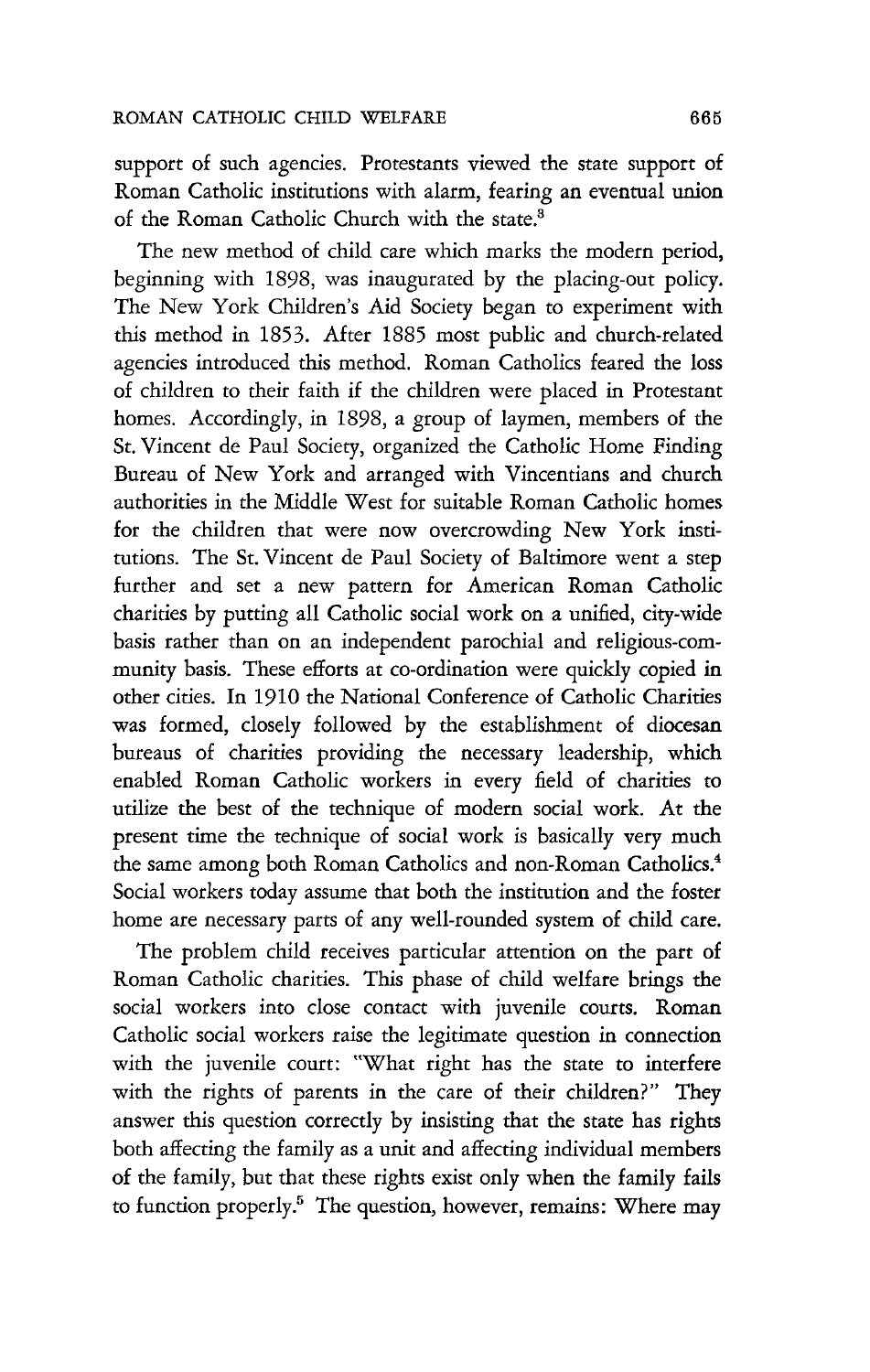support of such agencies. Protestants viewed the state support of Roman Catholic institutions with alarm, fearing an eventual union of the Roman Catholic Church with the state.[3]

The new method of child care which marks the modern period, beginning with 1898, was inaugurated by the placing-out policy. The New York Children's Aid Society began to experiment with this method in 1853. After 1885 most public and church-related agencies introduced this method. Roman Catholics feared the loss of children to their faith if the children were placed in Protestant homes. Accordingly, in 1898, a group of laymen, members of the St. Vincent de Paul Society, organized the Catholic Home Finding Bureau of New York and arranged with Vincentians and church authorities in the Middle West for suitable Roman Catholic homes for the children that were now overcrowding New York institutions. The St. Vincent de Paul Society of Baltimore went a step further and set a new pattern for American Roman Catholic charities by putting all Catholic social work on a unified, city-wide basis rather than on an independent parochial and religious-community basis. These efforts at co-ordination were quickly copied in other cities. In 1910 the National Conference of Catholic Charities was formed, closely followed by the establishment of diocesan bureaus of charities providing the necessary leadership, which enabled Roman Catholic workers in every field of charities to utilize the best of the technique of modern social work. At the present time the technique of social work is basically very much the same among both Roman Catholics and non-Roman Catholics.[4] Social workers today assume that both the institution and the foster home are necessary parts of any well-rounded system of child care.

The problem child receives particular attention on the part of Roman Catholic charities. This phase of child welfare brings the social workers into close contact with juvenile courts. Roman Catholic social workers raise the legitimate question in connection with the juvenile court: "What right has the state to interfere with the rights of parents in the care of their children?" They answer this question correctly by insisting that the state has rights both affecting the family as a unit and affecting individual members of the family, but that these rights exist only when the family fails to function properly.[5] The question, however, remains: Where may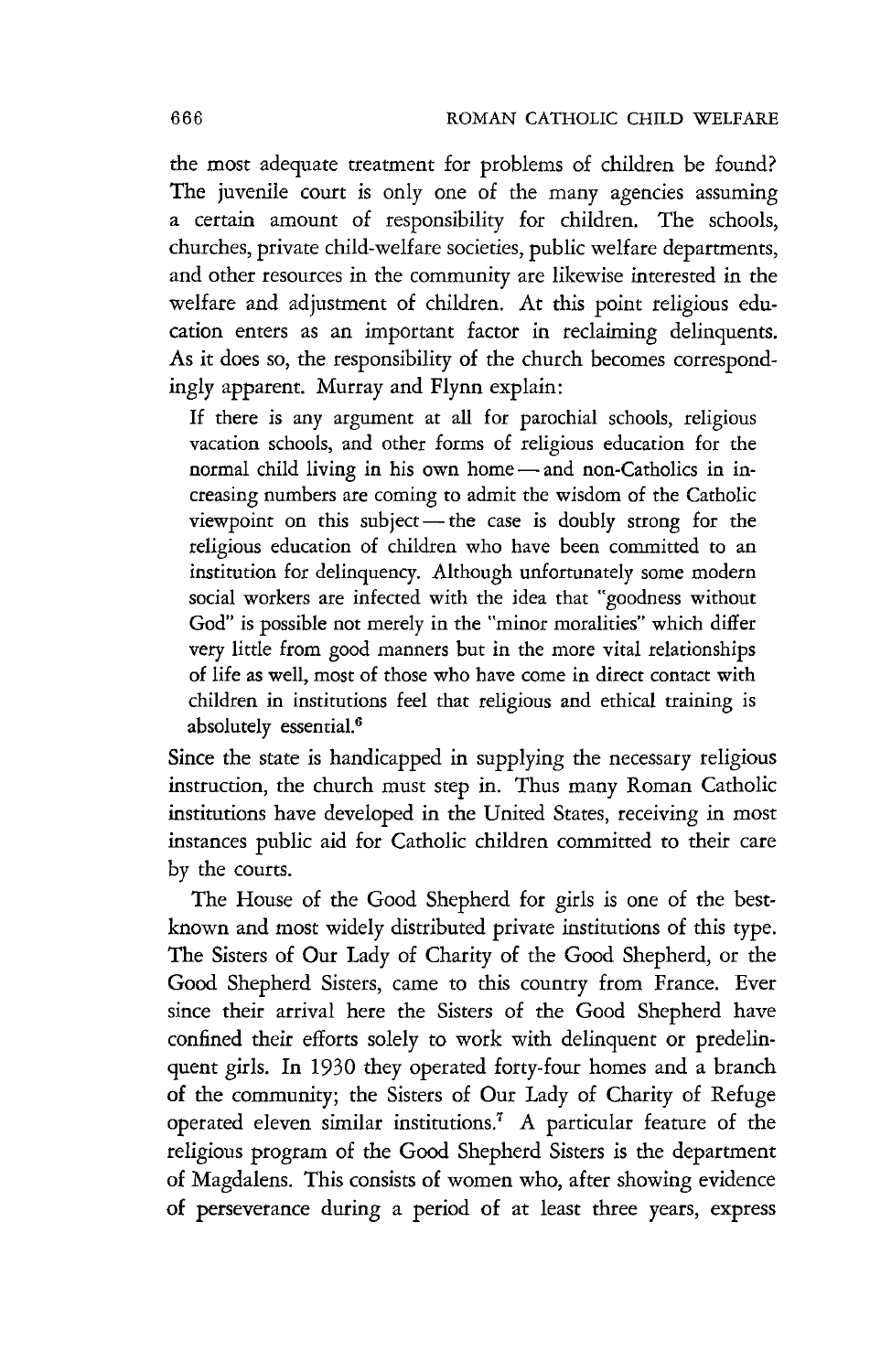the most adequate treatment for problems of children be found? The juvenile court is only one of the many agencies assuming a certain amount of responsibility for children. The schools, churches, private child-welfare societies, public welfare departments, and other resources in the community are likewise interested in the welfare and adjustment of children. At this point religious education enters as an important factor in reclaiming delinquents. As it does so, the responsibility of the church becomes correspondingly apparent. Murray and Flynn explain:

> If there is any argument at all for parochial schools, religious vacation schools, and other forms of religious education for the normal child living in his own home — and non-Catholics in increasing numbers are coming to admit the wisdom of the Catholic viewpoint on this subject — the case is doubly strong for the religious education of children who have been committed to an institution for delinquency. Although unfortunately some modern social workers are infected with the idea that "goodness without God" is possible not merely in the "minor moralities" which differ very little from good manners but in the more vital relationships of life as well, most of those who have come in direct contact with children in institutions feel that religious and ethical training is absolutely essential.[6]

Since the state is handicapped in supplying the necessary religious instruction, the church must step in. Thus many Roman Catholic institutions have developed in the United States, receiving in most instances public aid for Catholic children committed to their care by the courts.

The House of the Good Shepherd for girls is one of the best-known and most widely distributed private institutions of this type. The Sisters of Our Lady of Charity of the Good Shepherd, or the Good Shepherd Sisters, came to this country from France. Ever since their arrival here the Sisters of the Good Shepherd have confined their efforts solely to work with delinquent or predelinquent girls. In 1930 they operated forty-four homes and a branch of the community; the Sisters of Our Lady of Charity of Refuge operated eleven similar institutions.[7] A particular feature of the religious program of the Good Shepherd Sisters is the department of Magdalens. This consists of women who, after showing evidence of perseverance during a period of at least three years, express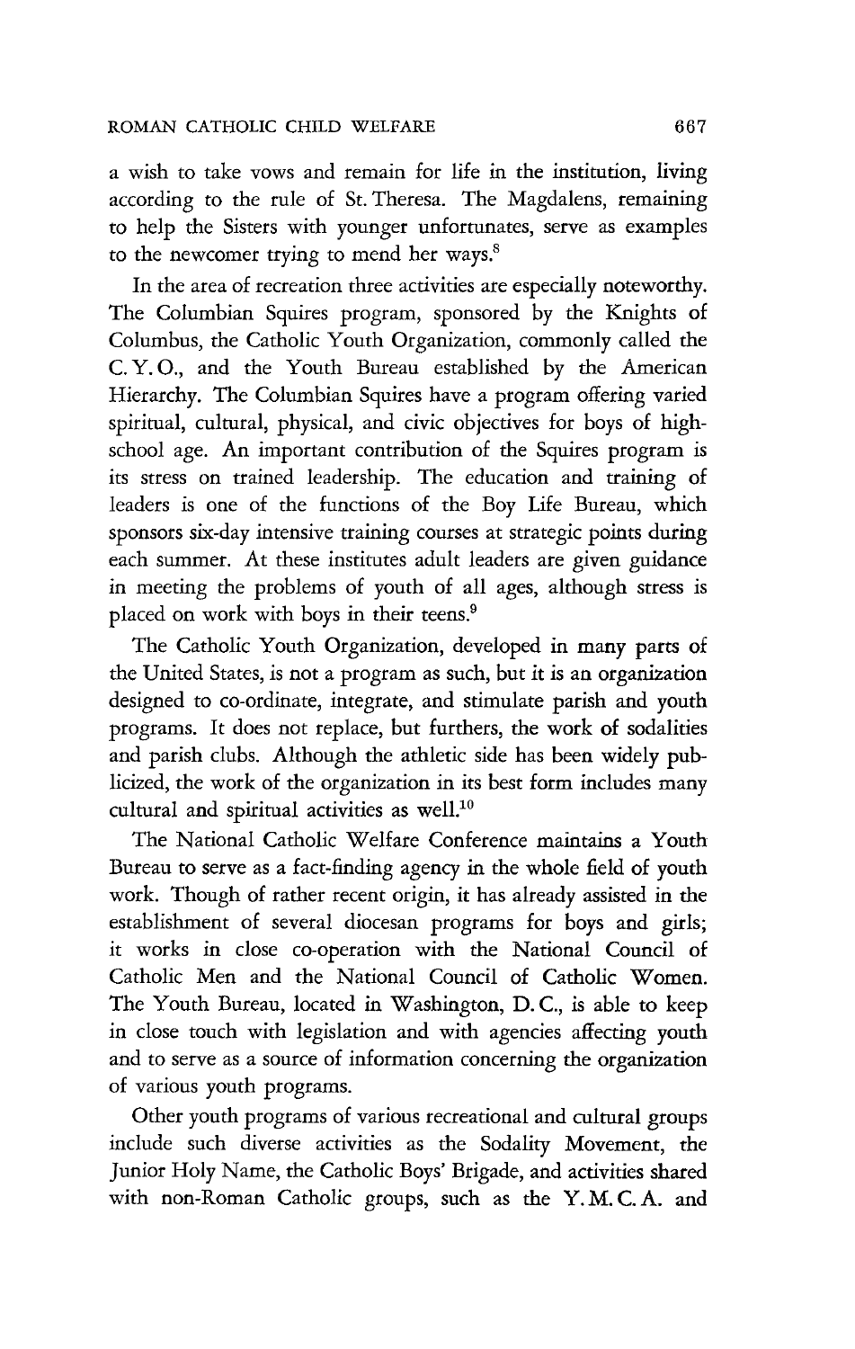a wish to take vows and remain for life in the institution, living according to the rule of St. Theresa. The Magdalens, remaining to help the Sisters with younger unfortunates, serve as examples to the newcomer trying to mend her ways.[8]

In the area of recreation three activities are especially noteworthy. The Columbian Squires program, sponsored by the Knights of Columbus, the Catholic Youth Organization, commonly called the C. Y. O., and the Youth Bureau established by the American Hierarchy. The Columbian Squires have a program offering varied spiritual, cultural, physical, and civic objectives for boys of high-school age. An important contribution of the Squires program is its stress on trained leadership. The education and training of leaders is one of the functions of the Boy Life Bureau, which sponsors six-day intensive training courses at strategic points during each summer. At these institutes adult leaders are given guidance in meeting the problems of youth of all ages, although stress is placed on work with boys in their teens.[9]

The Catholic Youth Organization, developed in many parts of the United States, is not a program as such, but it is an organization designed to co-ordinate, integrate, and stimulate parish and youth programs. It does not replace, but furthers, the work of sodalities and parish clubs. Although the athletic side has been widely publicized, the work of the organization in its best form includes many cultural and spiritual activities as well.[10]

The National Catholic Welfare Conference maintains a Youth Bureau to serve as a fact-finding agency in the whole field of youth work. Though of rather recent origin, it has already assisted in the establishment of several diocesan programs for boys and girls; it works in close co-operation with the National Council of Catholic Men and the National Council of Catholic Women. The Youth Bureau, located in Washington, D. C., is able to keep in close touch with legislation and with agencies affecting youth and to serve as a source of information concerning the organization of various youth programs.

Other youth programs of various recreational and cultural groups include such diverse activities as the Sodality Movement, the Junior Holy Name, the Catholic Boys' Brigade, and activities shared with non-Roman Catholic groups, such as the Y. M. C. A. and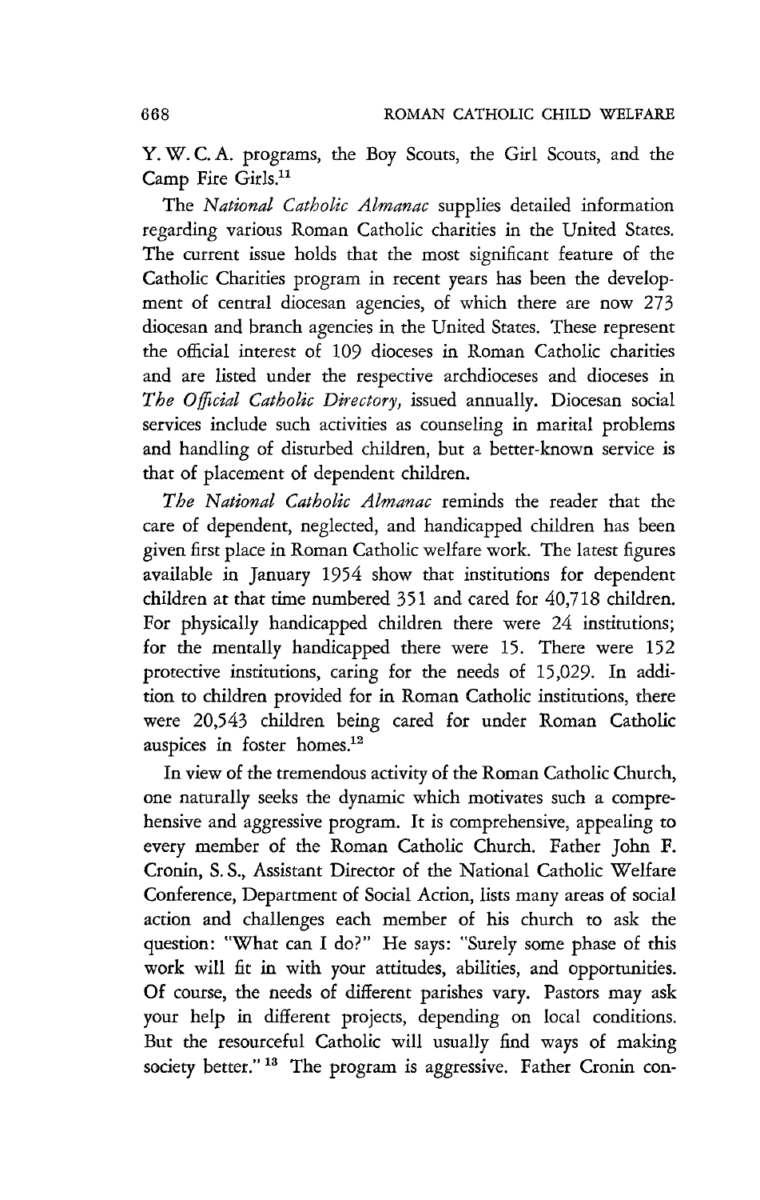Y. W. C. A. programs, the Boy Scouts, the Girl Scouts, and the Camp Fire Girls.[11]

The *National Catholic Almanac* supplies detailed information regarding various Roman Catholic charities in the United States. The current issue holds that the most significant feature of the Catholic Charities program in recent years has been the development of central diocesan agencies, of which there are now 273 diocesan and branch agencies in the United States. These represent the official interest of 109 dioceses in Roman Catholic charities and are listed under the respective archdioceses and dioceses in *The Official Catholic Directory,* issued annually. Diocesan social services include such activities as counseling in marital problems and handling of disturbed children, but a better-known service is that of placement of dependent children.

*The National Catholic Almanac* reminds the reader that the care of dependent, neglected, and handicapped children has been given first place in Roman Catholic welfare work. The latest figures available in January 1954 show that institutions for dependent children at that time numbered 351 and cared for 40,718 children. For physically handicapped children there were 24 institutions; for the mentally handicapped there were 15. There were 152 protective institutions, caring for the needs of 15,029. In addition to children provided for in Roman Catholic institutions, there were 20,543 children being cared for under Roman Catholic auspices in foster homes.[12]

In view of the tremendous activity of the Roman Catholic Church, one naturally seeks the dynamic which motivates such a comprehensive and aggressive program. It is comprehensive, appealing to every member of the Roman Catholic Church. Father John F. Cronin, S. S., Assistant Director of the National Catholic Welfare Conference, Department of Social Action, lists many areas of social action and challenges each member of his church to ask the question: "What can I do?" He says: "Surely some phase of this work will fit in with your attitudes, abilities, and opportunities. Of course, the needs of different parishes vary. Pastors may ask your help in different projects, depending on local conditions. But the resourceful Catholic will usually find ways of making society better."[13] The program is aggressive. Father Cronin con-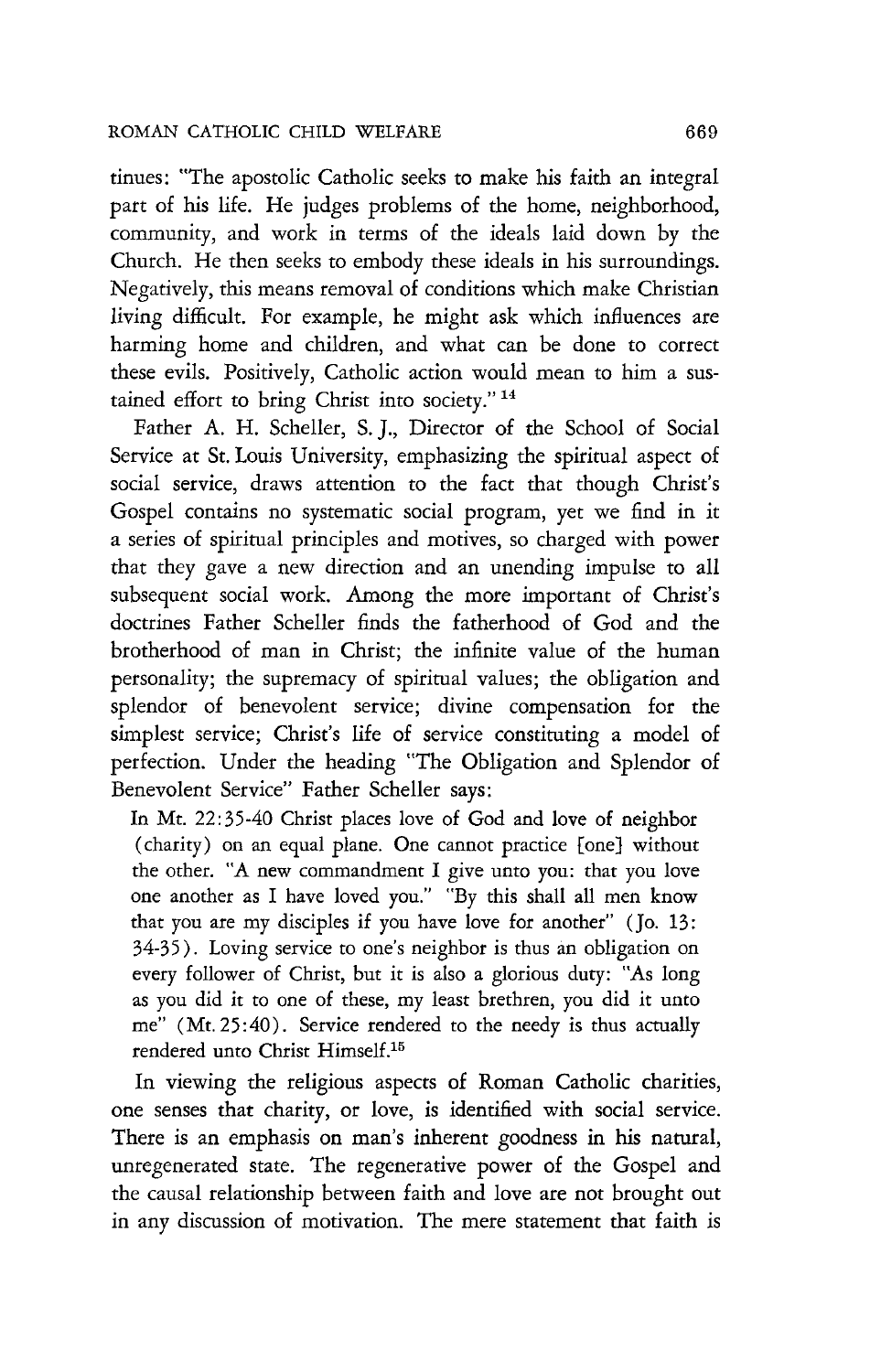tinues: "The apostolic Catholic seeks to make his faith an integral part of his life. He judges problems of the home, neighborhood, community, and work in terms of the ideals laid down by the Church. He then seeks to embody these ideals in his surroundings. Negatively, this means removal of conditions which make Christian living difficult. For example, he might ask which influences are harming home and children, and what can be done to correct these evils. Positively, Catholic action would mean to him a sustained effort to bring Christ into society." [14]

Father A. H. Scheller, S. J., Director of the School of Social Service at St. Louis University, emphasizing the spiritual aspect of social service, draws attention to the fact that though Christ's Gospel contains no systematic social program, yet we find in it a series of spiritual principles and motives, so charged with power that they gave a new direction and an unending impulse to all subsequent social work. Among the more important of Christ's doctrines Father Scheller finds the fatherhood of God and the brotherhood of man in Christ; the infinite value of the human personality; the supremacy of spiritual values; the obligation and splendor of benevolent service; divine compensation for the simplest service; Christ's life of service constituting a model of perfection. Under the heading "The Obligation and Splendor of Benevolent Service" Father Scheller says:

> In Mt. 22:35-40 Christ places love of God and love of neighbor (charity) on an equal plane. One cannot practice [one] without the other. "A new commandment I give unto you: that you love one another as I have loved you." "By this shall all men know that you are my disciples if you have love for another" (Jo. 13: 34-35). Loving service to one's neighbor is thus an obligation on every follower of Christ, but it is also a glorious duty: "As long as you did it to one of these, my least brethren, you did it unto me" (Mt. 25:40). Service rendered to the needy is thus actually rendered unto Christ Himself.[15]

In viewing the religious aspects of Roman Catholic charities, one senses that charity, or love, is identified with social service. There is an emphasis on man's inherent goodness in his natural, unregenerated state. The regenerative power of the Gospel and the causal relationship between faith and love are not brought out in any discussion of motivation. The mere statement that faith is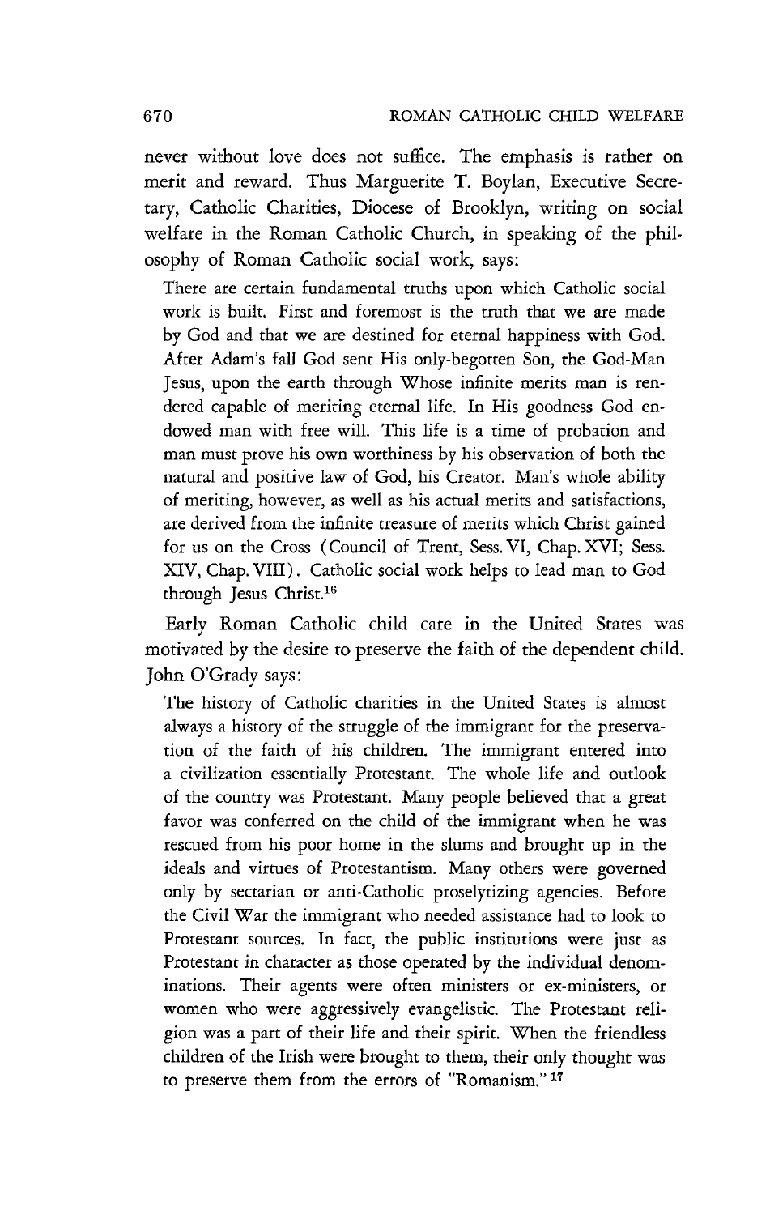never without love does not suffice. The emphasis is rather on merit and reward. Thus Marguerite T. Boylan, Executive Secretary, Catholic Charities, Diocese of Brooklyn, writing on social welfare in the Roman Catholic Church, in speaking of the philosophy of Roman Catholic social work, says:

> There are certain fundamental truths upon which Catholic social work is built. First and foremost is the truth that we are made by God and that we are destined for eternal happiness with God. After Adam's fall God sent His only-begotten Son, the God-Man Jesus, upon the earth through Whose infinite merits man is rendered capable of meriting eternal life. In His goodness God endowed man with free will. This life is a time of probation and man must prove his own worthiness by his observation of both the natural and positive law of God, his Creator. Man's whole ability of meriting, however, as well as his actual merits and satisfactions, are derived from the infinite treasure of merits which Christ gained for us on the Cross (Council of Trent, Sess. VI, Chap. XVI; Sess. XIV, Chap. VIII). Catholic social work helps to lead man to God through Jesus Christ.[16]

Early Roman Catholic child care in the United States was motivated by the desire to preserve the faith of the dependent child. John O'Grady says:

> The history of Catholic charities in the United States is almost always a history of the struggle of the immigrant for the preservation of the faith of his children. The immigrant entered into a civilization essentially Protestant. The whole life and outlook of the country was Protestant. Many people believed that a great favor was conferred on the child of the immigrant when he was rescued from his poor home in the slums and brought up in the ideals and virtues of Protestantism. Many others were governed only by sectarian or anti-Catholic proselytizing agencies. Before the Civil War the immigrant who needed assistance had to look to Protestant sources. In fact, the public institutions were just as Protestant in character as those operated by the individual denominations. Their agents were often ministers or ex-ministers, or women who were aggressively evangelistic. The Protestant religion was a part of their life and their spirit. When the friendless children of the Irish were brought to them, their only thought was to preserve them from the errors of "Romanism."[17]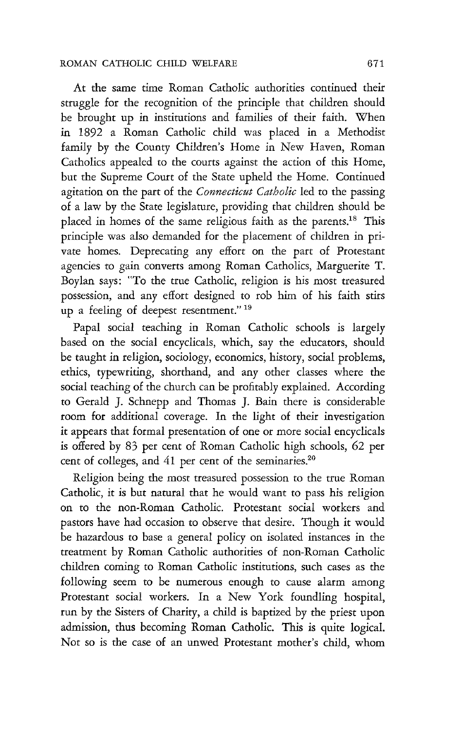At the same time Roman Catholic authorities continued their struggle for the recognition of the principle that children should be brought up in institutions and families of their faith. When in 1892 a Roman Catholic child was placed in a Methodist family by the County Children's Home in New Haven, Roman Catholics appealed to the courts against the action of this Home, but the Supreme Court of the State upheld the Home. Continued agitation on the part of the *Connecticut Catholic* led to the passing of a law by the State legislature, providing that children should be placed in homes of the same religious faith as the parents.[18] This principle was also demanded for the placement of children in private homes. Deprecating any effort on the part of Protestant agencies to gain converts among Roman Catholics, Marguerite T. Boylan says: "To the true Catholic, religion is his most treasured possession, and any effort designed to rob him of his faith stirs up a feeling of deepest resentment."[19]

Papal social teaching in Roman Catholic schools is largely based on the social encyclicals, which, say the educators, should be taught in religion, sociology, economics, history, social problems, ethics, typewriting, shorthand, and any other classes where the social teaching of the church can be profitably explained. According to Gerald J. Schnepp and Thomas J. Bain there is considerable room for additional coverage. In the light of their investigation it appears that formal presentation of one or more social encyclicals is offered by 83 per cent of Roman Catholic high schools, 62 per cent of colleges, and 41 per cent of the seminaries.[20]

Religion being the most treasured possession to the true Roman Catholic, it is but natural that he would want to pass his religion on to the non-Roman Catholic. Protestant social workers and pastors have had occasion to observe that desire. Though it would be hazardous to base a general policy on isolated instances in the treatment by Roman Catholic authorities of non-Roman Catholic children coming to Roman Catholic institutions, such cases as the following seem to be numerous enough to cause alarm among Protestant social workers. In a New York foundling hospital, run by the Sisters of Charity, a child is baptized by the priest upon admission, thus becoming Roman Catholic. This is quite logical. Not so is the case of an unwed Protestant mother's child, whom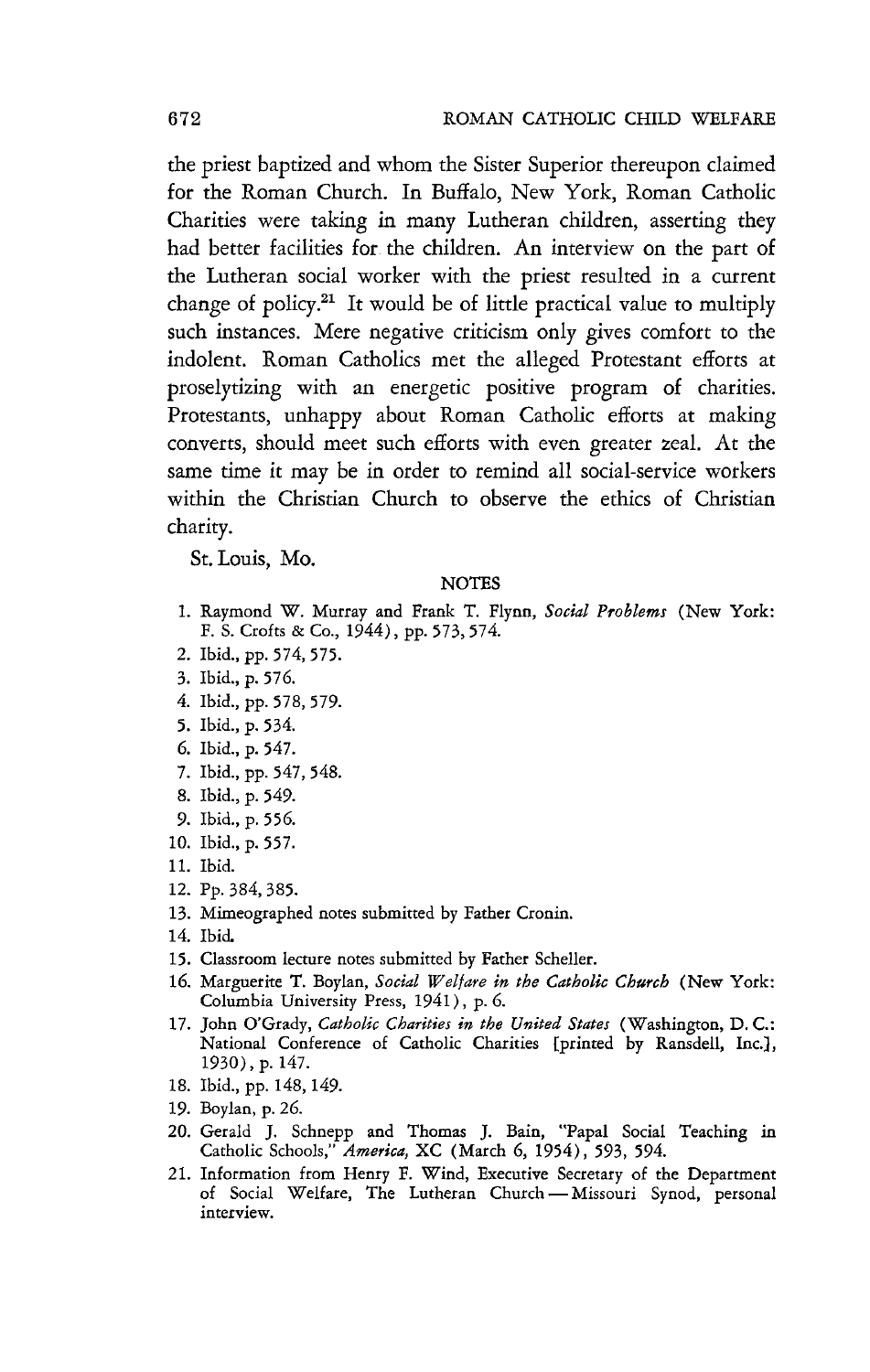the priest baptized and whom the Sister Superior thereupon claimed for the Roman Church. In Buffalo, New York, Roman Catholic Charities were taking in many Lutheran children, asserting they had better facilities for the children. An interview on the part of the Lutheran social worker with the priest resulted in a current change of policy.[21] It would be of little practical value to multiply such instances. Mere negative criticism only gives comfort to the indolent. Roman Catholics met the alleged Protestant efforts at proselytizing with an energetic positive program of charities. Protestants, unhappy about Roman Catholic efforts at making converts, should meet such efforts with even greater zeal. At the same time it may be in order to remind all social-service workers within the Christian Church to observe the ethics of Christian charity.

St. Louis, Mo.

## NOTES

1. Raymond W. Murray and Frank T. Flynn, *Social Problems* (New York: F. S. Crofts & Co., 1944), pp. 573, 574.
2. Ibid., pp. 574, 575.
3. Ibid., p. 576.
4. Ibid., pp. 578, 579.
5. Ibid., p. 534.
6. Ibid., p. 547.
7. Ibid., pp. 547, 548.
8. Ibid., p. 549.
9. Ibid., p. 556.
10. Ibid., p. 557.
11. Ibid.
12. Pp. 384, 385.
13. Mimeographed notes submitted by Father Cronin.
14. Ibid.
15. Classroom lecture notes submitted by Father Scheller.
16. Marguerite T. Boylan, *Social Welfare in the Catholic Church* (New York: Columbia University Press, 1941), p. 6.
17. John O'Grady, *Catholic Charities in the United States* (Washington, D. C.: National Conference of Catholic Charities [printed by Ransdell, Inc.], 1930), p. 147.
18. Ibid., pp. 148, 149.
19. Boylan, p. 26.
20. Gerald J. Schnepp and Thomas J. Bain, "Papal Social Teaching in Catholic Schools," *America*, XC (March 6, 1954), 593, 594.
21. Information from Henry F. Wind, Executive Secretary of the Department of Social Welfare, The Lutheran Church — Missouri Synod, personal interview.